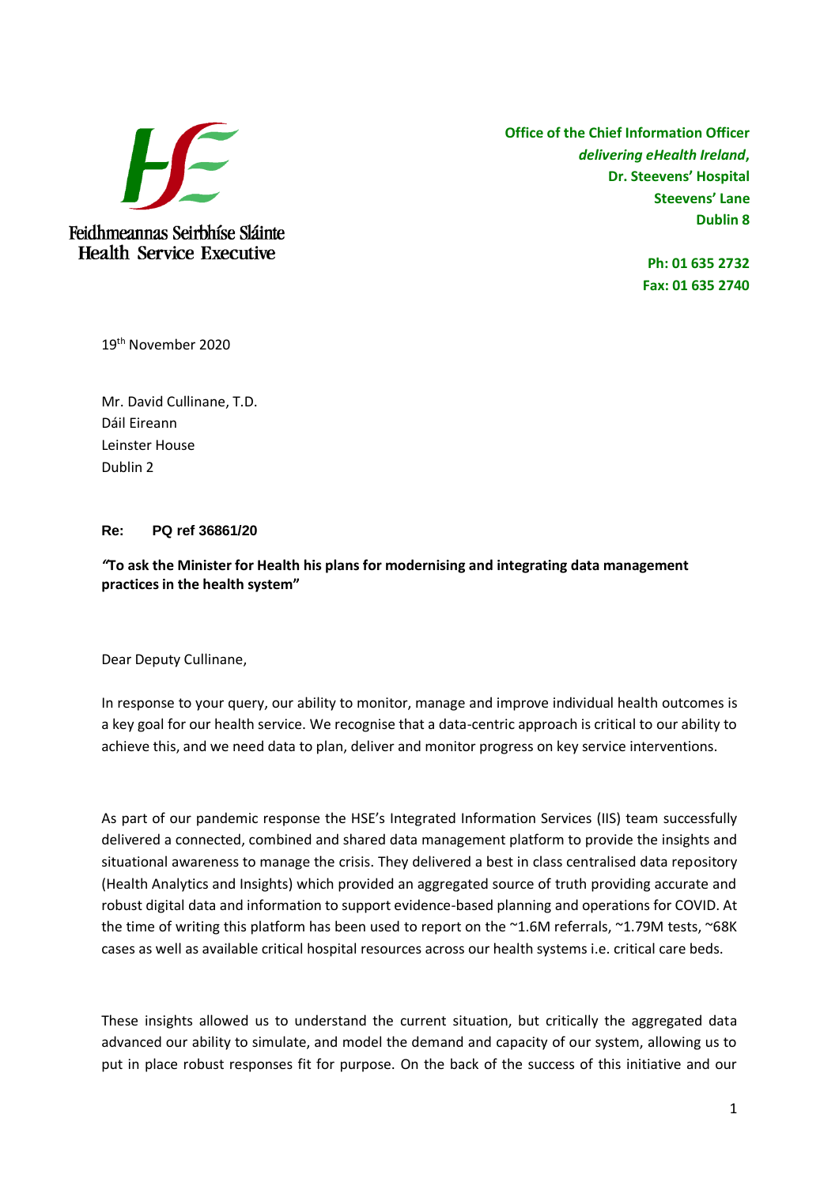Feidhmeannas Seirbhíse Sláinte
Health Service Executive

**Office of the Chief Information Officer**
***delivering eHealth Ireland*,**
**Dr. Steevens' Hospital**
**Steevens' Lane**
**Dublin 8**

**Ph: 01 635 2732**
**Fax: 01 635 2740**

19th November 2020

Mr. David Cullinane, T.D.
Dáil Eireann
Leinster House
Dublin 2

**Re: PQ ref 36861/20**

**"To ask the Minister for Health his plans for modernising and integrating data management practices in the health system"**

Dear Deputy Cullinane,

In response to your query, our ability to monitor, manage and improve individual health outcomes is a key goal for our health service. We recognise that a data-centric approach is critical to our ability to achieve this, and we need data to plan, deliver and monitor progress on key service interventions.

As part of our pandemic response the HSE's Integrated Information Services (IIS) team successfully delivered a connected, combined and shared data management platform to provide the insights and situational awareness to manage the crisis. They delivered a best in class centralised data repository (Health Analytics and Insights) which provided an aggregated source of truth providing accurate and robust digital data and information to support evidence-based planning and operations for COVID. At the time of writing this platform has been used to report on the ~1.6M referrals, ~1.79M tests, ~68K cases as well as available critical hospital resources across our health systems i.e. critical care beds.

These insights allowed us to understand the current situation, but critically the aggregated data advanced our ability to simulate, and model the demand and capacity of our system, allowing us to put in place robust responses fit for purpose. On the back of the success of this initiative and our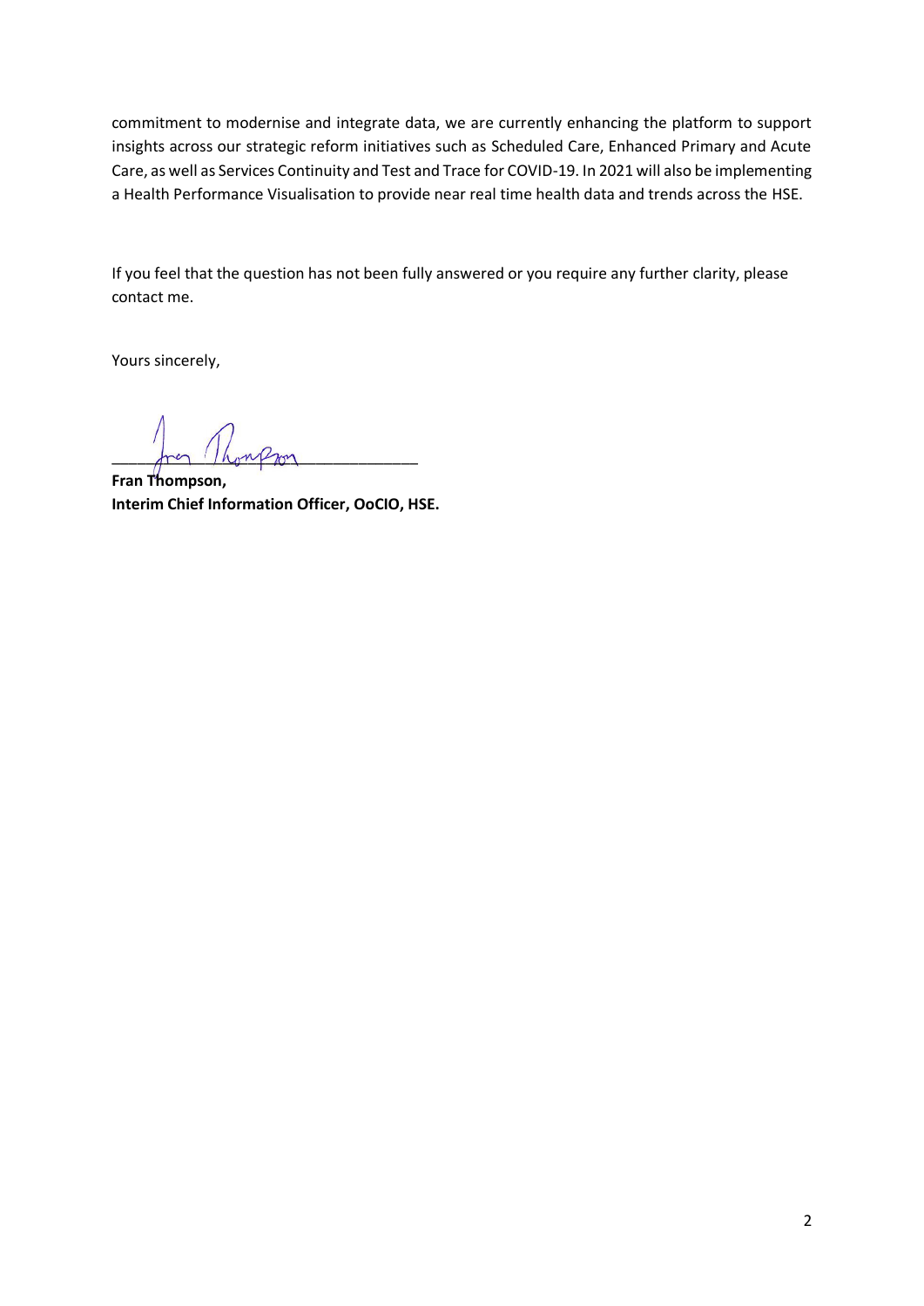commitment to modernise and integrate data, we are currently enhancing the platform to support insights across our strategic reform initiatives such as Scheduled Care, Enhanced Primary and Acute Care, as well as Services Continuity and Test and Trace for COVID-19. In 2021 will also be implementing a Health Performance Visualisation to provide near real time health data and trends across the HSE.

If you feel that the question has not been fully answered or you require any further clarity, please contact me.

Yours sincerely,

\_\_\_\_\_\_\_\_\_\_\_\_\_\_\_\_\_\_\_\_\_\_\_\_\_\_\_\_\_\_

**Fran Thompson,**
**Interim Chief Information Officer, OoCIO, HSE.**